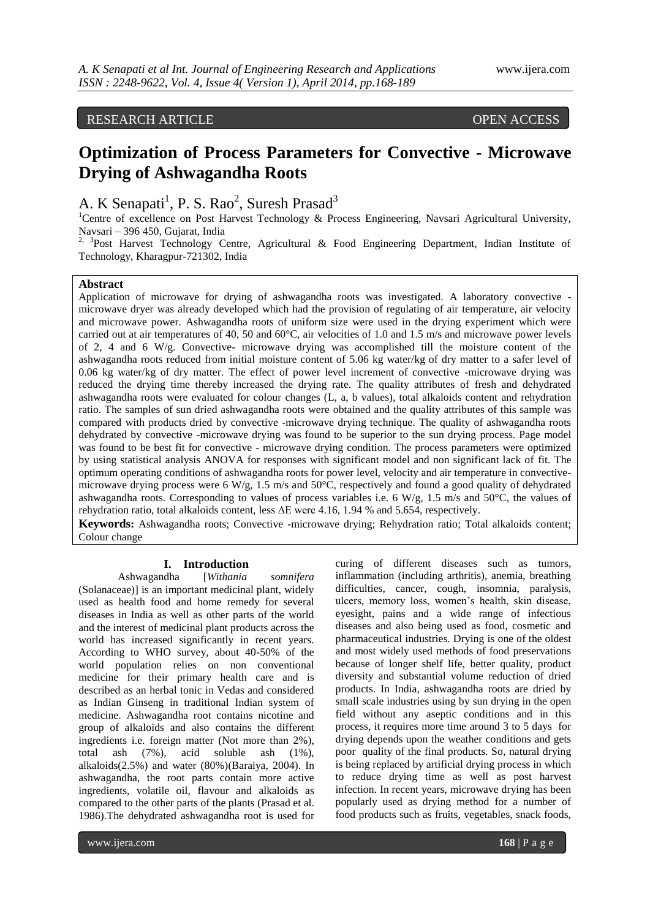RESEARCH ARTICLE OPEN ACCESS

# Optimization of Process Parameters for Convective - Microwave Drying of Ashwagandha Roots

A. K Senapati[1], P. S. Rao[2], Suresh Prasad[3]

[1]Centre of excellence on Post Harvest Technology & Process Engineering, Navsari Agricultural University, Navsari – 396 450, Gujarat, India

[2, 3]Post Harvest Technology Centre, Agricultural & Food Engineering Department, Indian Institute of Technology, Kharagpur-721302, India

## Abstract

Application of microwave for drying of ashwagandha roots was investigated. A laboratory convective - microwave dryer was already developed which had the provision of regulating of air temperature, air velocity and microwave power. Ashwagandha roots of uniform size were used in the drying experiment which were carried out at air temperatures of 40, 50 and 60°C, air velocities of 1.0 and 1.5 m/s and microwave power levels of 2, 4 and 6 W/g. Convective- microwave drying was accomplished till the moisture content of the ashwagandha roots reduced from initial moisture content of 5.06 kg water/kg of dry matter to a safer level of 0.06 kg water/kg of dry matter. The effect of power level increment of convective -microwave drying was reduced the drying time thereby increased the drying rate. The quality attributes of fresh and dehydrated ashwagandha roots were evaluated for colour changes (L, a, b values), total alkaloids content and rehydration ratio. The samples of sun dried ashwagandha roots were obtained and the quality attributes of this sample was compared with products dried by convective -microwave drying technique. The quality of ashwagandha roots dehydrated by convective -microwave drying was found to be superior to the sun drying process. Page model was found to be best fit for convective - microwave drying condition. The process parameters were optimized by using statistical analysis ANOVA for responses with significant model and non significant lack of fit. The optimum operating conditions of ashwagandha roots for power level, velocity and air temperature in convective-microwave drying process were 6 W/g, 1.5 m/s and 50°C, respectively and found a good quality of dehydrated ashwagandha roots. Corresponding to values of process variables i.e. 6 W/g, 1.5 m/s and 50°C, the values of rehydration ratio, total alkaloids content, less ΔE were 4.16, 1.94 % and 5.654, respectively.

**Keywords:** Ashwagandha roots; Convective -microwave drying; Rehydration ratio; Total alkaloids content; Colour change

## I. Introduction

Ashwagandha [*Withania somnifera* (Solanaceae)] is an important medicinal plant, widely used as health food and home remedy for several diseases in India as well as other parts of the world and the interest of medicinal plant products across the world has increased significantly in recent years. According to WHO survey, about 40-50% of the world population relies on non conventional medicine for their primary health care and is described as an herbal tonic in Vedas and considered as Indian Ginseng in traditional Indian system of medicine. Ashwagandha root contains nicotine and group of alkaloids and also contains the different ingredients i.e. foreign matter (Not more than 2%), total ash (7%), acid soluble ash (1%), alkaloids(2.5%) and water (80%)(Baraiya, 2004). In ashwagandha, the root parts contain more active ingredients, volatile oil, flavour and alkaloids as compared to the other parts of the plants (Prasad et al. 1986).The dehydrated ashwagandha root is used for curing of different diseases such as tumors, inflammation (including arthritis), anemia, breathing difficulties, cancer, cough, insomnia, paralysis, ulcers, memory loss, women's health, skin disease, eyesight, pains and a wide range of infectious diseases and also being used as food, cosmetic and pharmaceutical industries. Drying is one of the oldest and most widely used methods of food preservations because of longer shelf life, better quality, product diversity and substantial volume reduction of dried products. In India, ashwagandha roots are dried by small scale industries using by sun drying in the open field without any aseptic conditions and in this process, it requires more time around 3 to 5 days for drying depends upon the weather conditions and gets poor quality of the final products. So, natural drying is being replaced by artificial drying process in which to reduce drying time as well as post harvest infection. In recent years, microwave drying has been popularly used as drying method for a number of food products such as fruits, vegetables, snack foods,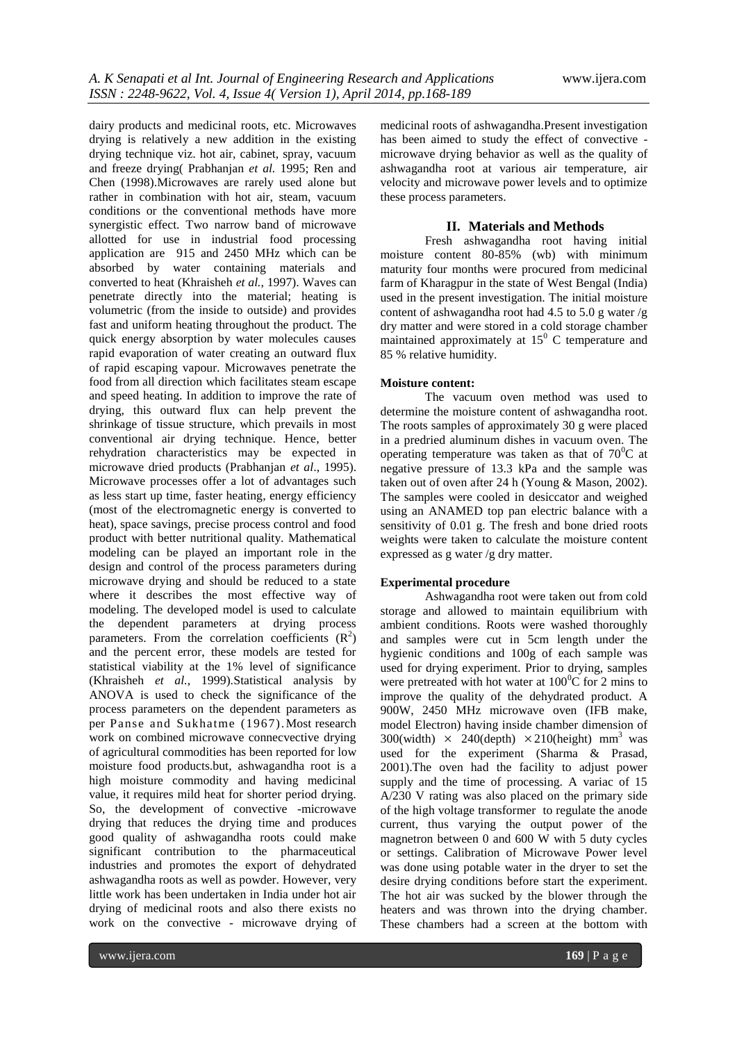dairy products and medicinal roots, etc. Microwaves drying is relatively a new addition in the existing drying technique viz. hot air, cabinet, spray, vacuum and freeze drying( Prabhanjan *et al.* 1995; Ren and Chen (1998).Microwaves are rarely used alone but rather in combination with hot air, steam, vacuum conditions or the conventional methods have more synergistic effect. Two narrow band of microwave allotted for use in industrial food processing application are 915 and 2450 MHz which can be absorbed by water containing materials and converted to heat (Khraisheh *et al.,* 1997). Waves can penetrate directly into the material; heating is volumetric (from the inside to outside) and provides fast and uniform heating throughout the product. The quick energy absorption by water molecules causes rapid evaporation of water creating an outward flux of rapid escaping vapour. Microwaves penetrate the food from all direction which facilitates steam escape and speed heating. In addition to improve the rate of drying, this outward flux can help prevent the shrinkage of tissue structure, which prevails in most conventional air drying technique. Hence, better rehydration characteristics may be expected in microwave dried products (Prabhanjan *et al*., 1995). Microwave processes offer a lot of advantages such as less start up time, faster heating, energy efficiency (most of the electromagnetic energy is converted to heat), space savings, precise process control and food product with better nutritional quality. Mathematical modeling can be played an important role in the design and control of the process parameters during microwave drying and should be reduced to a state where it describes the most effective way of modeling. The developed model is used to calculate the dependent parameters at drying process parameters. From the correlation coefficients ($R^2$) and the percent error, these models are tested for statistical viability at the 1% level of significance (Khraisheh *et al.,* 1999).Statistical analysis by ANOVA is used to check the significance of the process parameters on the dependent parameters as per Panse and Sukhatme (1967).Most research work on combined microwave connecvective drying of agricultural commodities has been reported for low moisture food products.but, ashwagandha root is a high moisture commodity and having medicinal value, it requires mild heat for shorter period drying. So, the development of convective -microwave drying that reduces the drying time and produces good quality of ashwagandha roots could make significant contribution to the pharmaceutical industries and promotes the export of dehydrated ashwagandha roots as well as powder. However, very little work has been undertaken in India under hot air drying of medicinal roots and also there exists no work on the convective - microwave drying of medicinal roots of ashwagandha.Present investigation has been aimed to study the effect of convective - microwave drying behavior as well as the quality of ashwagandha root at various air temperature, air velocity and microwave power levels and to optimize these process parameters.

## II. Materials and Methods

Fresh ashwagandha root having initial moisture content 80-85% (wb) with minimum maturity four months were procured from medicinal farm of Kharagpur in the state of West Bengal (India) used in the present investigation. The initial moisture content of ashwagandha root had 4.5 to 5.0 g water /g dry matter and were stored in a cold storage chamber maintained approximately at $15^0$ C temperature and 85 % relative humidity.

**Moisture content:**

The vacuum oven method was used to determine the moisture content of ashwagandha root. The roots samples of approximately 30 g were placed in a predried aluminum dishes in vacuum oven. The operating temperature was taken as that of $70^0$C at negative pressure of 13.3 kPa and the sample was taken out of oven after 24 h (Young & Mason, 2002). The samples were cooled in desiccator and weighed using an ANAMED top pan electric balance with a sensitivity of 0.01 g. The fresh and bone dried roots weights were taken to calculate the moisture content expressed as g water /g dry matter.

**Experimental procedure**

Ashwagandha root were taken out from cold storage and allowed to maintain equilibrium with ambient conditions. Roots were washed thoroughly and samples were cut in 5cm length under the hygienic conditions and 100g of each sample was used for drying experiment. Prior to drying, samples were pretreated with hot water at $100^0$C for 2 mins to improve the quality of the dehydrated product. A 900W, 2450 MHz microwave oven (IFB make, model Electron) having inside chamber dimension of 300(width) $\times$ 240(depth) $\times$210(height) mm$^3$ was used for the experiment (Sharma & Prasad, 2001).The oven had the facility to adjust power supply and the time of processing. A variac of 15 A/230 V rating was also placed on the primary side of the high voltage transformer to regulate the anode current, thus varying the output power of the magnetron between 0 and 600 W with 5 duty cycles or settings. Calibration of Microwave Power level was done using potable water in the dryer to set the desire drying conditions before start the experiment. The hot air was sucked by the blower through the heaters and was thrown into the drying chamber. These chambers had a screen at the bottom with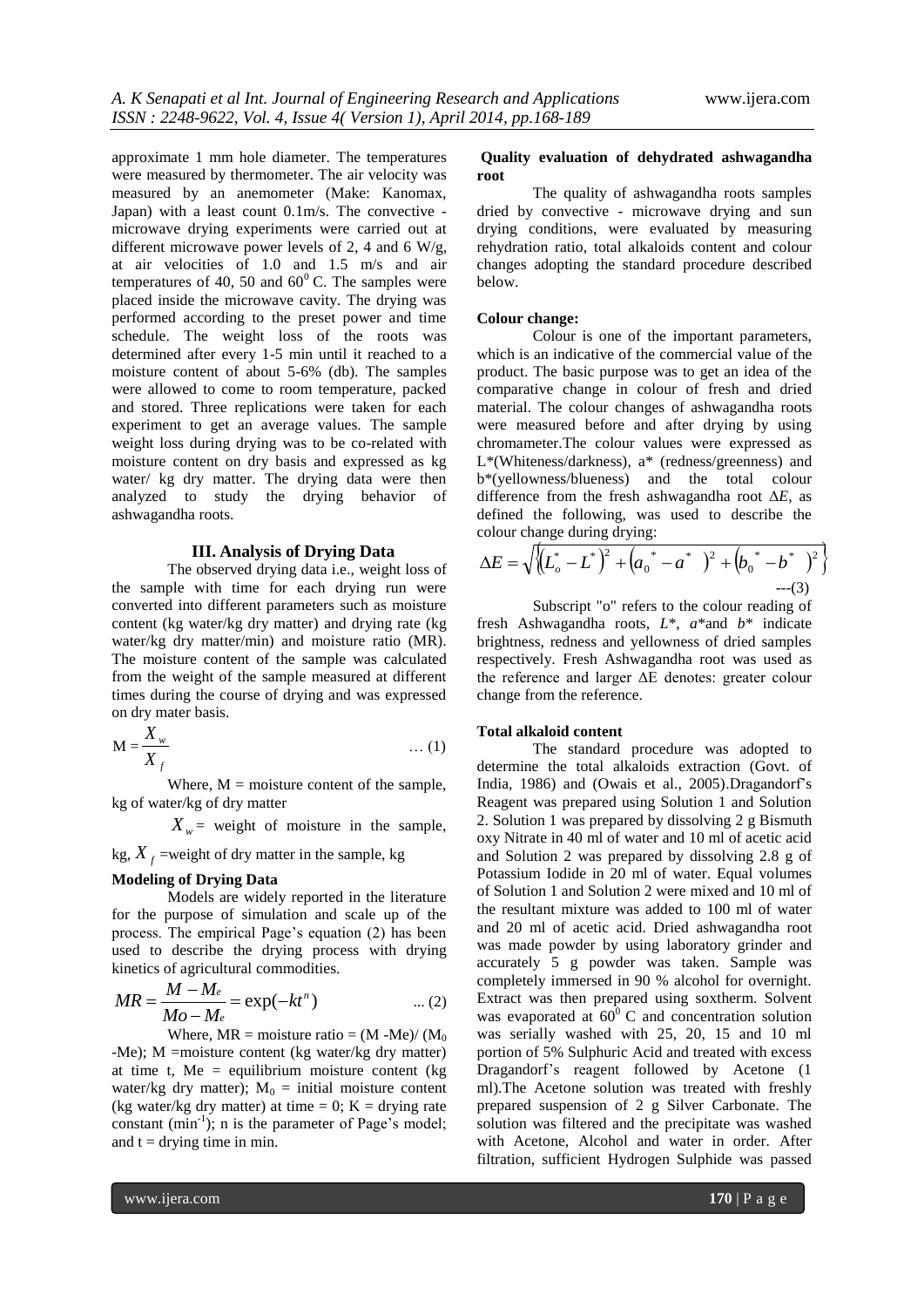approximate 1 mm hole diameter. The temperatures were measured by thermometer. The air velocity was measured by an anemometer (Make: Kanomax, Japan) with a least count 0.1m/s. The convective - microwave drying experiments were carried out at different microwave power levels of 2, 4 and 6 W/g, at air velocities of 1.0 and 1.5 m/s and air temperatures of 40, 50 and $60^0$ C. The samples were placed inside the microwave cavity. The drying was performed according to the preset power and time schedule. The weight loss of the roots was determined after every 1-5 min until it reached to a moisture content of about 5-6% (db). The samples were allowed to come to room temperature, packed and stored. Three replications were taken for each experiment to get an average values. The sample weight loss during drying was to be co-related with moisture content on dry basis and expressed as kg water/ kg dry matter. The drying data were then analyzed to study the drying behavior of ashwagandha roots.

## III. Analysis of Drying Data

The observed drying data i.e., weight loss of the sample with time for each drying run were converted into different parameters such as moisture content (kg water/kg dry matter) and drying rate (kg water/kg dry matter/min) and moisture ratio (MR). The moisture content of the sample was calculated from the weight of the sample measured at different times during the course of drying and was expressed on dry mater basis.

$$M = \frac{X_w}{X_f} \quad \ldots (1)$$

Where, M = moisture content of the sample, kg of water/kg of dry matter

$X_w$ = weight of moisture in the sample, kg, $X_f$ =weight of dry matter in the sample, kg

### Modeling of Drying Data

Models are widely reported in the literature for the purpose of simulation and scale up of the process. The empirical Page's equation (2) has been used to describe the drying process with drying kinetics of agricultural commodities.

$$MR = \frac{M - M_e}{Mo - M_e} = \exp(-kt^n) \quad \ldots (2)$$

Where, MR = moisture ratio = (M -Me)/ ($M_0$ -Me); M =moisture content (kg water/kg dry matter) at time t, Me = equilibrium moisture content (kg water/kg dry matter); $M_0$ = initial moisture content (kg water/kg dry matter) at time = 0; K = drying rate constant ($\text{min}^{-1}$); n is the parameter of Page's model; and t = drying time in min.

### Quality evaluation of dehydrated ashwagandha root

The quality of ashwagandha roots samples dried by convective - microwave drying and sun drying conditions, were evaluated by measuring rehydration ratio, total alkaloids content and colour changes adopting the standard procedure described below.

### Colour change:

Colour is one of the important parameters, which is an indicative of the commercial value of the product. The basic purpose was to get an idea of the comparative change in colour of fresh and dried material. The colour changes of ashwagandha roots were measured before and after drying by using chromameter.The colour values were expressed as L*(Whiteness/darkness), a* (redness/greenness) and b*(yellowness/blueness) and the total colour difference from the fresh ashwagandha root $\Delta E$, as defined the following, was used to describe the colour change during drying:

$$\Delta E = \sqrt{\left\{ \left(L_o^* - L^*\right)^2 + \left(a_0^* - a^*\right)^2 + \left(b_0^* - b^*\right)^2 \right\}} \quad \text{---}(3)$$

Subscript "o" refers to the colour reading of fresh Ashwagandha roots, $L^*$, $a^*$and $b^*$ indicate brightness, redness and yellowness of dried samples respectively. Fresh Ashwagandha root was used as the reference and larger ΔE denotes: greater colour change from the reference.

### Total alkaloid content

The standard procedure was adopted to determine the total alkaloids extraction (Govt. of India, 1986) and (Owais et al., 2005).Dragandorf's Reagent was prepared using Solution 1 and Solution 2. Solution 1 was prepared by dissolving 2 g Bismuth oxy Nitrate in 40 ml of water and 10 ml of acetic acid and Solution 2 was prepared by dissolving 2.8 g of Potassium Iodide in 20 ml of water. Equal volumes of Solution 1 and Solution 2 were mixed and 10 ml of the resultant mixture was added to 100 ml of water and 20 ml of acetic acid. Dried ashwagandha root was made powder by using laboratory grinder and accurately 5 g powder was taken. Sample was completely immersed in 90 % alcohol for overnight. Extract was then prepared using soxtherm. Solvent was evaporated at $60^0$ C and concentration solution was serially washed with 25, 20, 15 and 10 ml portion of 5% Sulphuric Acid and treated with excess Dragandorf's reagent followed by Acetone (1 ml).The Acetone solution was treated with freshly prepared suspension of 2 g Silver Carbonate. The solution was filtered and the precipitate was washed with Acetone, Alcohol and water in order. After filtration, sufficient Hydrogen Sulphide was passed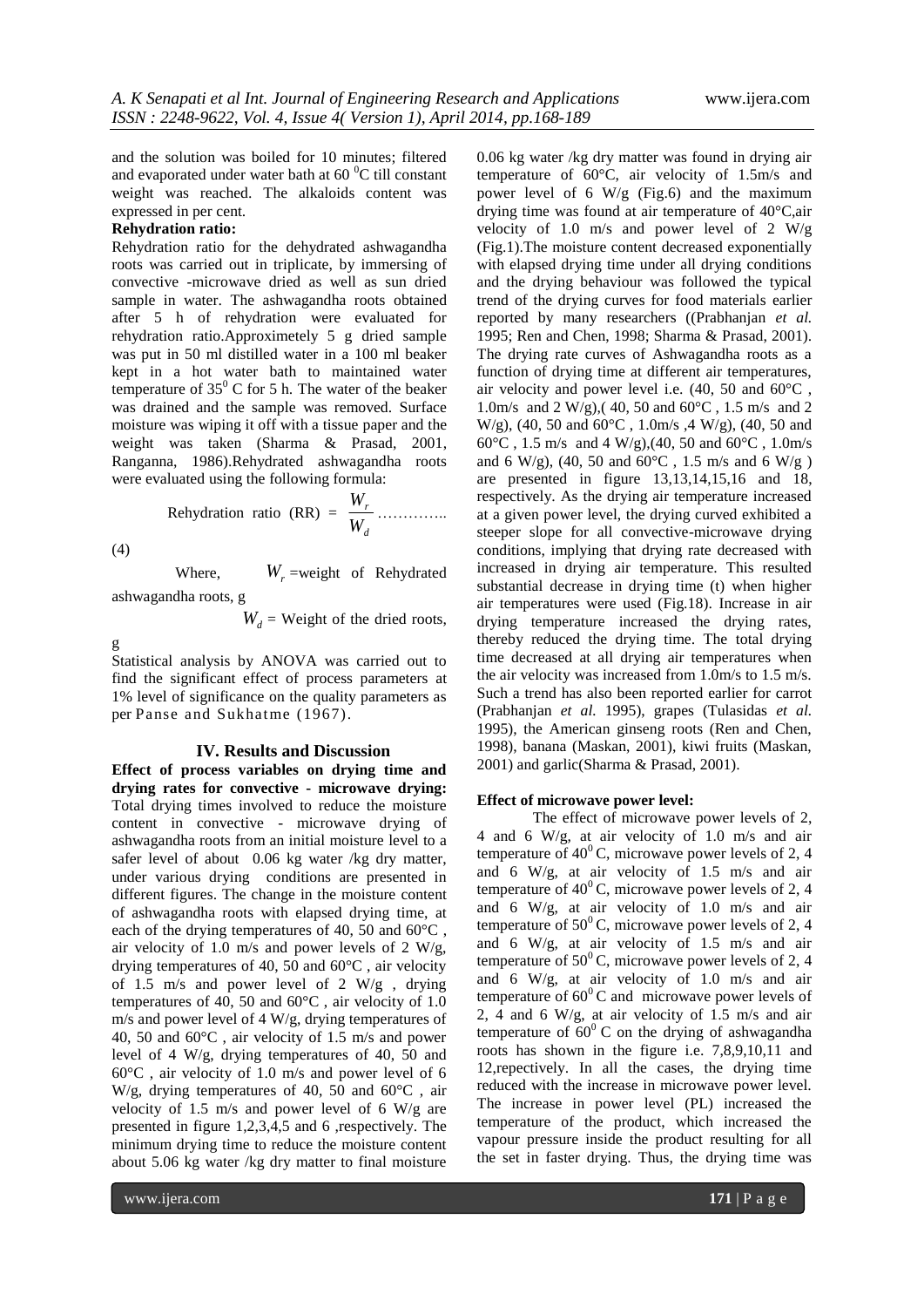and the solution was boiled for 10 minutes; filtered and evaporated under water bath at 60 $^0$C till constant weight was reached. The alkaloids content was expressed in per cent.

**Rehydration ratio:**

Rehydration ratio for the dehydrated ashwagandha roots was carried out in triplicate, by immersing of convective -microwave dried as well as sun dried sample in water. The ashwagandha roots obtained after 5 h of rehydration were evaluated for rehydration ratio.Approximetely 5 g dried sample was put in 50 ml distilled water in a 100 ml beaker kept in a hot water bath to maintained water temperature of 35$^0$ C for 5 h. The water of the beaker was drained and the sample was removed. Surface moisture was wiping it off with a tissue paper and the weight was taken (Sharma & Prasad, 2001, Ranganna, 1986).Rehydrated ashwagandha roots were evaluated using the following formula:

$$\text{Rehydration ratio (RR)} = \frac{W_r}{W_d} \quad \ldots\ldots\ldots\ldots. (4)$$

Where, $W_r$ =weight of Rehydrated ashwagandha roots, g

$W_d$ = Weight of the dried roots, g

Statistical analysis by ANOVA was carried out to find the significant effect of process parameters at 1% level of significance on the quality parameters as per Panse and Sukhatme (1967).

## IV. Results and Discussion

**Effect of process variables on drying time and drying rates for convective - microwave drying:** Total drying times involved to reduce the moisture content in convective - microwave drying of ashwagandha roots from an initial moisture level to a safer level of about 0.06 kg water /kg dry matter, under various drying conditions are presented in different figures. The change in the moisture content of ashwagandha roots with elapsed drying time, at each of the drying temperatures of 40, 50 and 60°C , air velocity of 1.0 m/s and power levels of 2 W/g, drying temperatures of 40, 50 and 60°C , air velocity of 1.5 m/s and power level of 2 W/g , drying temperatures of 40, 50 and 60°C , air velocity of 1.0 m/s and power level of 4 W/g, drying temperatures of 40, 50 and 60°C , air velocity of 1.5 m/s and power level of 4 W/g, drying temperatures of 40, 50 and 60°C , air velocity of 1.0 m/s and power level of 6 W/g, drying temperatures of 40, 50 and 60°C , air velocity of 1.5 m/s and power level of 6 W/g are presented in figure 1,2,3,4,5 and 6 ,respectively. The minimum drying time to reduce the moisture content about 5.06 kg water /kg dry matter to final moisture 0.06 kg water /kg dry matter was found in drying air temperature of 60°C, air velocity of 1.5m/s and power level of 6 W/g (Fig.6) and the maximum drying time was found at air temperature of 40°C,air velocity of 1.0 m/s and power level of 2 W/g (Fig.1).The moisture content decreased exponentially with elapsed drying time under all drying conditions and the drying behaviour was followed the typical trend of the drying curves for food materials earlier reported by many researchers ((Prabhanjan *et al.* 1995; Ren and Chen, 1998; Sharma & Prasad, 2001). The drying rate curves of Ashwagandha roots as a function of drying time at different air temperatures, air velocity and power level i.e. (40, 50 and 60°C , 1.0m/s and 2 W/g),( 40, 50 and 60°C , 1.5 m/s and 2 W/g), (40, 50 and 60°C , 1.0m/s ,4 W/g), (40, 50 and 60°C , 1.5 m/s and 4 W/g),(40, 50 and 60°C , 1.0m/s and 6 W/g), (40, 50 and 60°C , 1.5 m/s and 6 W/g ) are presented in figure 13,13,14,15,16 and 18, respectively. As the drying air temperature increased at a given power level, the drying curved exhibited a steeper slope for all convective-microwave drying conditions, implying that drying rate decreased with increased in drying air temperature. This resulted substantial decrease in drying time (t) when higher air temperatures were used (Fig.18). Increase in air drying temperature increased the drying rates, thereby reduced the drying time. The total drying time decreased at all drying air temperatures when the air velocity was increased from 1.0m/s to 1.5 m/s. Such a trend has also been reported earlier for carrot (Prabhanjan *et al.* 1995), grapes (Tulasidas *et al.* 1995), the American ginseng roots (Ren and Chen, 1998), banana (Maskan, 2001), kiwi fruits (Maskan, 2001) and garlic(Sharma & Prasad, 2001).

**Effect of microwave power level:**

The effect of microwave power levels of 2, 4 and 6 W/g, at air velocity of 1.0 m/s and air temperature of 40$^0$ C, microwave power levels of 2, 4 and 6 W/g, at air velocity of 1.5 m/s and air temperature of 40$^0$ C, microwave power levels of 2, 4 and 6 W/g, at air velocity of 1.0 m/s and air temperature of 50$^0$ C, microwave power levels of 2, 4 and 6 W/g, at air velocity of 1.5 m/s and air temperature of 50$^0$ C, microwave power levels of 2, 4 and 6 W/g, at air velocity of 1.0 m/s and air temperature of 60$^0$ C and microwave power levels of 2, 4 and 6 W/g, at air velocity of 1.5 m/s and air temperature of 60$^0$ C on the drying of ashwagandha roots has shown in the figure i.e. 7,8,9,10,11 and 12,repectively. In all the cases, the drying time reduced with the increase in microwave power level. The increase in power level (PL) increased the temperature of the product, which increased the vapour pressure inside the product resulting for all the set in faster drying. Thus, the drying time was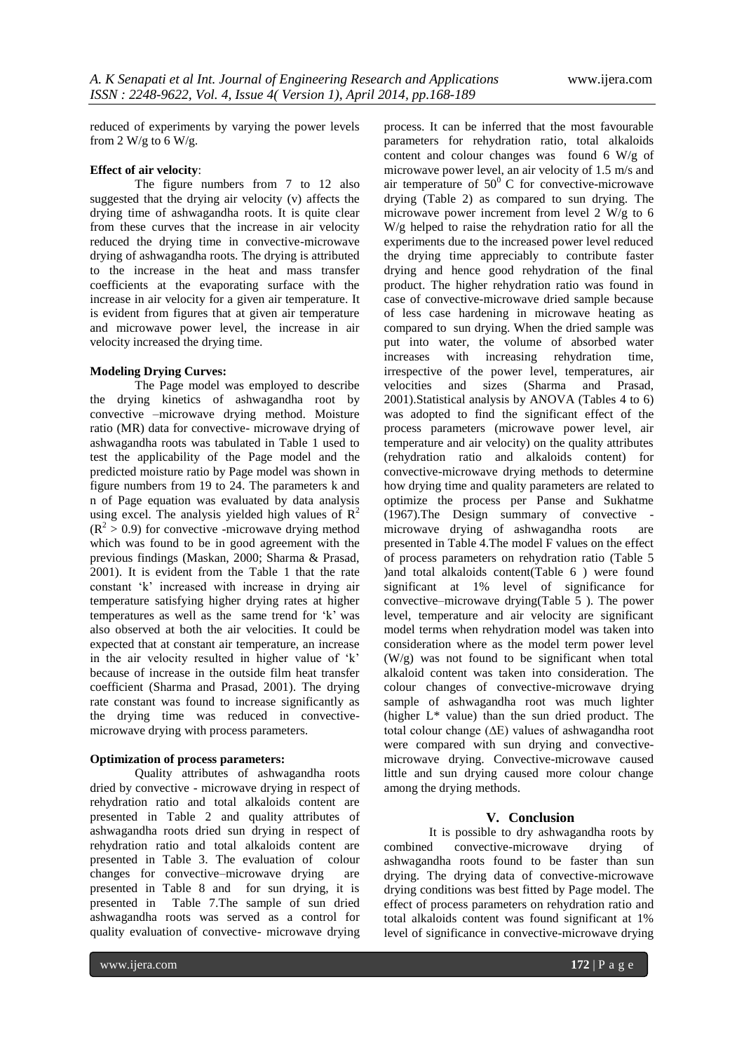reduced of experiments by varying the power levels from 2 W/g to 6 W/g.

**Effect of air velocity**:

The figure numbers from 7 to 12 also suggested that the drying air velocity (v) affects the drying time of ashwagandha roots. It is quite clear from these curves that the increase in air velocity reduced the drying time in convective-microwave drying of ashwagandha roots. The drying is attributed to the increase in the heat and mass transfer coefficients at the evaporating surface with the increase in air velocity for a given air temperature. It is evident from figures that at given air temperature and microwave power level, the increase in air velocity increased the drying time.

**Modeling Drying Curves:**

The Page model was employed to describe the drying kinetics of ashwagandha root by convective –microwave drying method. Moisture ratio (MR) data for convective- microwave drying of ashwagandha roots was tabulated in Table 1 used to test the applicability of the Page model and the predicted moisture ratio by Page model was shown in figure numbers from 19 to 24. The parameters k and n of Page equation was evaluated by data analysis using excel. The analysis yielded high values of $R^2$ ($R^2 > 0.9$) for convective -microwave drying method which was found to be in good agreement with the previous findings (Maskan, 2000; Sharma & Prasad, 2001). It is evident from the Table 1 that the rate constant 'k' increased with increase in drying air temperature satisfying higher drying rates at higher temperatures as well as the same trend for 'k' was also observed at both the air velocities. It could be expected that at constant air temperature, an increase in the air velocity resulted in higher value of 'k' because of increase in the outside film heat transfer coefficient (Sharma and Prasad, 2001). The drying rate constant was found to increase significantly as the drying time was reduced in convective-microwave drying with process parameters.

**Optimization of process parameters:**

Quality attributes of ashwagandha roots dried by convective - microwave drying in respect of rehydration ratio and total alkaloids content are presented in Table 2 and quality attributes of ashwagandha roots dried sun drying in respect of rehydration ratio and total alkaloids content are presented in Table 3. The evaluation of colour changes for convective–microwave drying are presented in Table 8 and for sun drying, it is presented in Table 7.The sample of sun dried ashwagandha roots was served as a control for quality evaluation of convective- microwave drying process. It can be inferred that the most favourable parameters for rehydration ratio, total alkaloids content and colour changes was found 6 W/g of microwave power level, an air velocity of 1.5 m/s and air temperature of $50^0$ C for convective-microwave drying (Table 2) as compared to sun drying. The microwave power increment from level 2 W/g to 6 W/g helped to raise the rehydration ratio for all the experiments due to the increased power level reduced the drying time appreciably to contribute faster drying and hence good rehydration of the final product. The higher rehydration ratio was found in case of convective-microwave dried sample because of less case hardening in microwave heating as compared to sun drying. When the dried sample was put into water, the volume of absorbed water increases with increasing rehydration time, irrespective of the power level, temperatures, air velocities and sizes (Sharma and Prasad, 2001).Statistical analysis by ANOVA (Tables 4 to 6) was adopted to find the significant effect of the process parameters (microwave power level, air temperature and air velocity) on the quality attributes (rehydration ratio and alkaloids content) for convective-microwave drying methods to determine how drying time and quality parameters are related to optimize the process per Panse and Sukhatme (1967).The Design summary of convective - microwave drying of ashwagandha roots are presented in Table 4.The model F values on the effect of process parameters on rehydration ratio (Table 5 )and total alkaloids content(Table 6 ) were found significant at 1% level of significance for convective–microwave drying(Table 5 ). The power level, temperature and air velocity are significant model terms when rehydration model was taken into consideration where as the model term power level (W/g) was not found to be significant when total alkaloid content was taken into consideration. The colour changes of convective-microwave drying sample of ashwagandha root was much lighter (higher L* value) than the sun dried product. The total colour change (ΔE) values of ashwagandha root were compared with sun drying and convective-microwave drying. Convective-microwave caused little and sun drying caused more colour change among the drying methods.

## V. Conclusion

It is possible to dry ashwagandha roots by combined convective-microwave drying of ashwagandha roots found to be faster than sun drying. The drying data of convective-microwave drying conditions was best fitted by Page model. The effect of process parameters on rehydration ratio and total alkaloids content was found significant at 1% level of significance in convective-microwave drying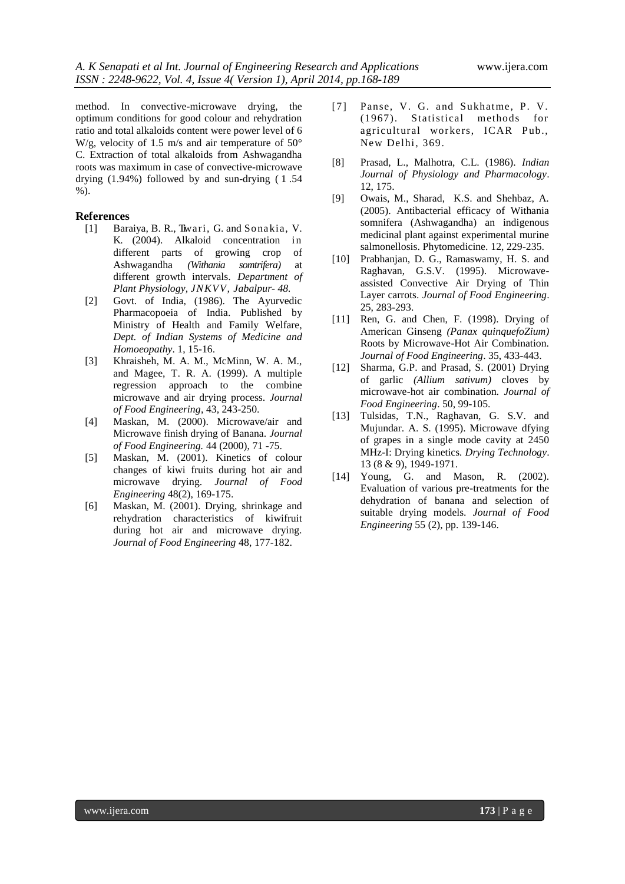method. In convective-microwave drying, the optimum conditions for good colour and rehydration ratio and total alkaloids content were power level of 6 W/g, velocity of 1.5 m/s and air temperature of 50° C. Extraction of total alkaloids from Ashwagandha roots was maximum in case of convective-microwave drying (1.94%) followed by and sun-drying ( 1 .54 %).

## References

[1] Baraiya, B. R., Tiwari, G. and Sonakia, V. K. (2004). Alkaloid concentration in different parts of growing crop of Ashwagandha *(Withania somtrifera)* at different growth intervals. *Department of Plant Physiology, JNKVV, Jabalpur- 48.*

[2] Govt. of India, (1986). The Ayurvedic Pharmacopoeia of India. Published by Ministry of Health and Family Welfare, *Dept. of Indian Systems of Medicine and Homoeopathy*. 1, 15-16.

[3] Khraisheh, M. A. M., McMinn, W. A. M., and Magee, T. R. A. (1999). A multiple regression approach to the combine microwave and air drying process. *Journal of Food Engineering*, 43, 243-250.

[4] Maskan, M. (2000). Microwave/air and Microwave finish drying of Banana. *Journal of Food Engineering.* 44 (2000), 71 -75.

[5] Maskan, M. (2001). Kinetics of colour changes of kiwi fruits during hot air and microwave drying. *Journal of Food Engineering* 48(2), 169-175.

[6] Maskan, M. (2001). Drying, shrinkage and rehydration characteristics of kiwifruit during hot air and microwave drying. *Journal of Food Engineering* 48, 177-182.

[7] Panse, V. G. and Sukhatme, P. V. (1967). Statistical methods for agricultural workers, ICAR Pub., New Delhi, 369.

[8] Prasad, L., Malhotra, C.L. (1986). *Indian Journal of Physiology and Pharmacology*. 12, 175.

[9] Owais, M., Sharad, K.S. and Shehbaz, A. (2005). Antibacterial efficacy of Withania somnifera (Ashwagandha) an indigenous medicinal plant against experimental murine salmonellosis. Phytomedicine. 12, 229-235.

[10] Prabhanjan, D. G., Ramaswamy, H. S. and Raghavan, G.S.V. (1995). Microwave-assisted Convective Air Drying of Thin Layer carrots. *Journal of Food Engineering*. 25, 283-293.

[11] Ren, G. and Chen, F. (1998). Drying of American Ginseng *(Panax quinquefoZium)* Roots by Microwave-Hot Air Combination. *Journal of Food Engineering*. 35, 433-443.

[12] Sharma, G.P. and Prasad, S. (2001) Drying of garlic *(Allium sativum)* cloves by microwave-hot air combination. *Journal of Food Engineering*. 50, 99-105.

[13] Tulsidas, T.N., Raghavan, G. S.V. and Mujundar. A. S. (1995). Microwave dfying of grapes in a single mode cavity at 2450 MHz-I: Drying kinetics. *Drying Technology*. 13 (8 & 9), 1949-1971.

[14] Young, G. and Mason, R. (2002). Evaluation of various pre-treatments for the dehydration of banana and selection of suitable drying models. *Journal of Food Engineering* 55 (2), pp. 139-146.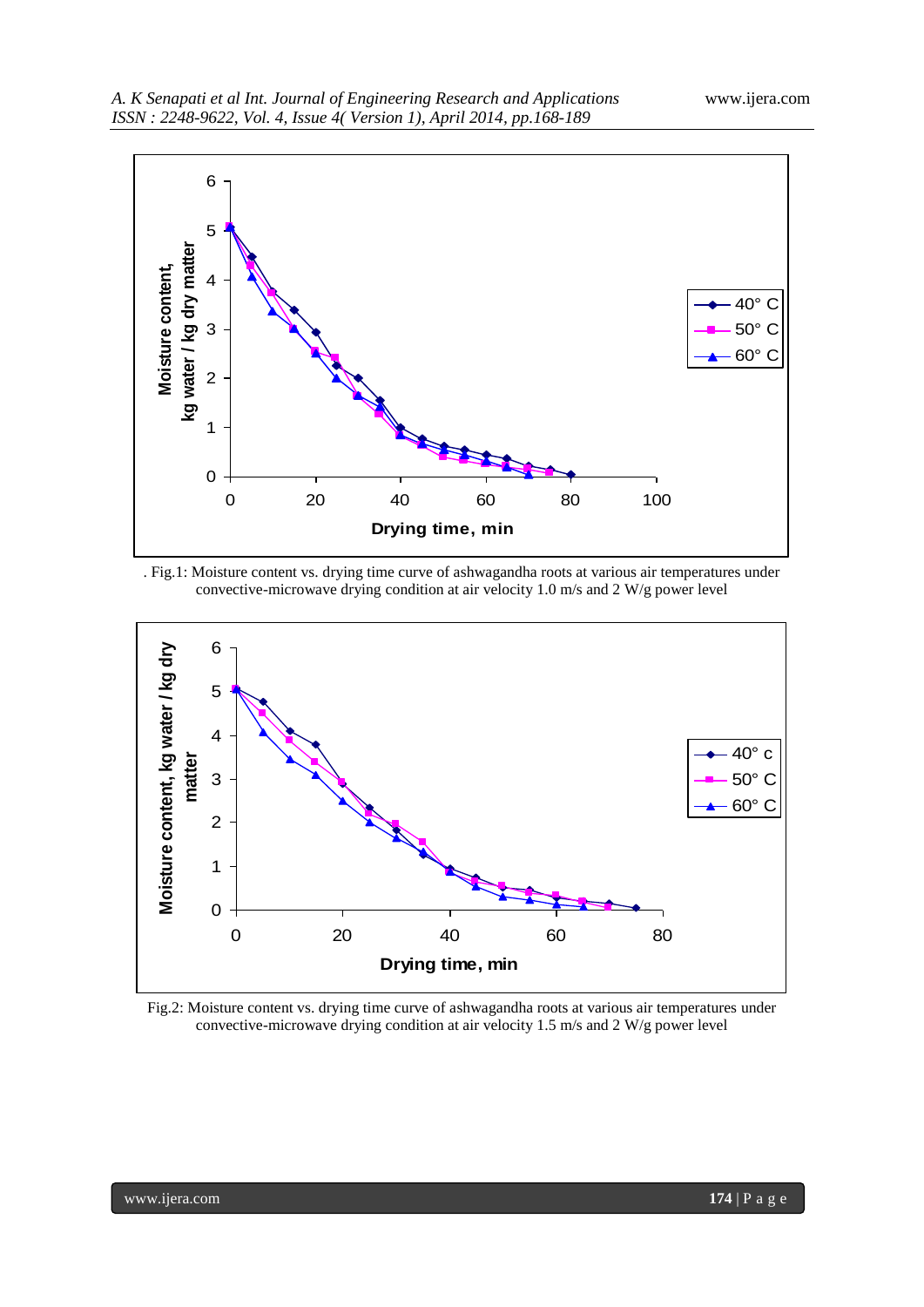. Fig.1: Moisture content vs. drying time curve of ashwagandha roots at various air temperatures under convective-microwave drying condition at air velocity 1.0 m/s and 2 W/g power level

Fig.2: Moisture content vs. drying time curve of ashwagandha roots at various air temperatures under convective-microwave drying condition at air velocity 1.5 m/s and 2 W/g power level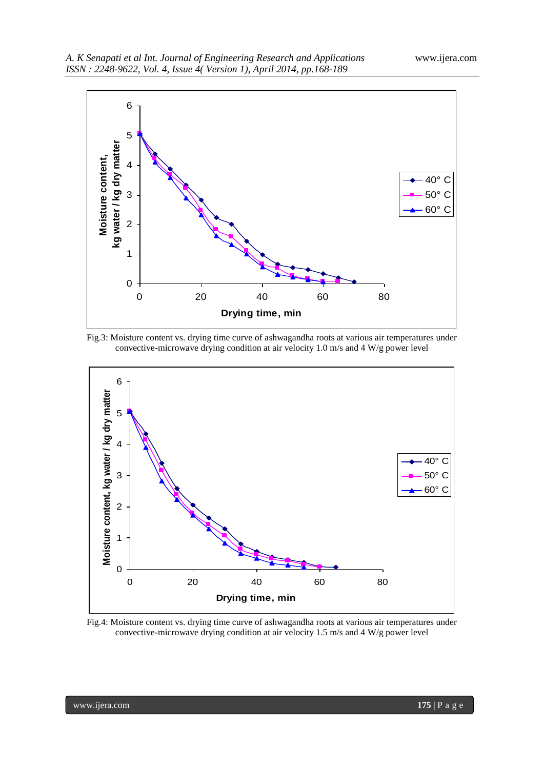Fig.3: Moisture content vs. drying time curve of ashwagandha roots at various air temperatures under convective-microwave drying condition at air velocity 1.0 m/s and 4 W/g power level

Fig.4: Moisture content vs. drying time curve of ashwagandha roots at various air temperatures under convective-microwave drying condition at air velocity 1.5 m/s and 4 W/g power level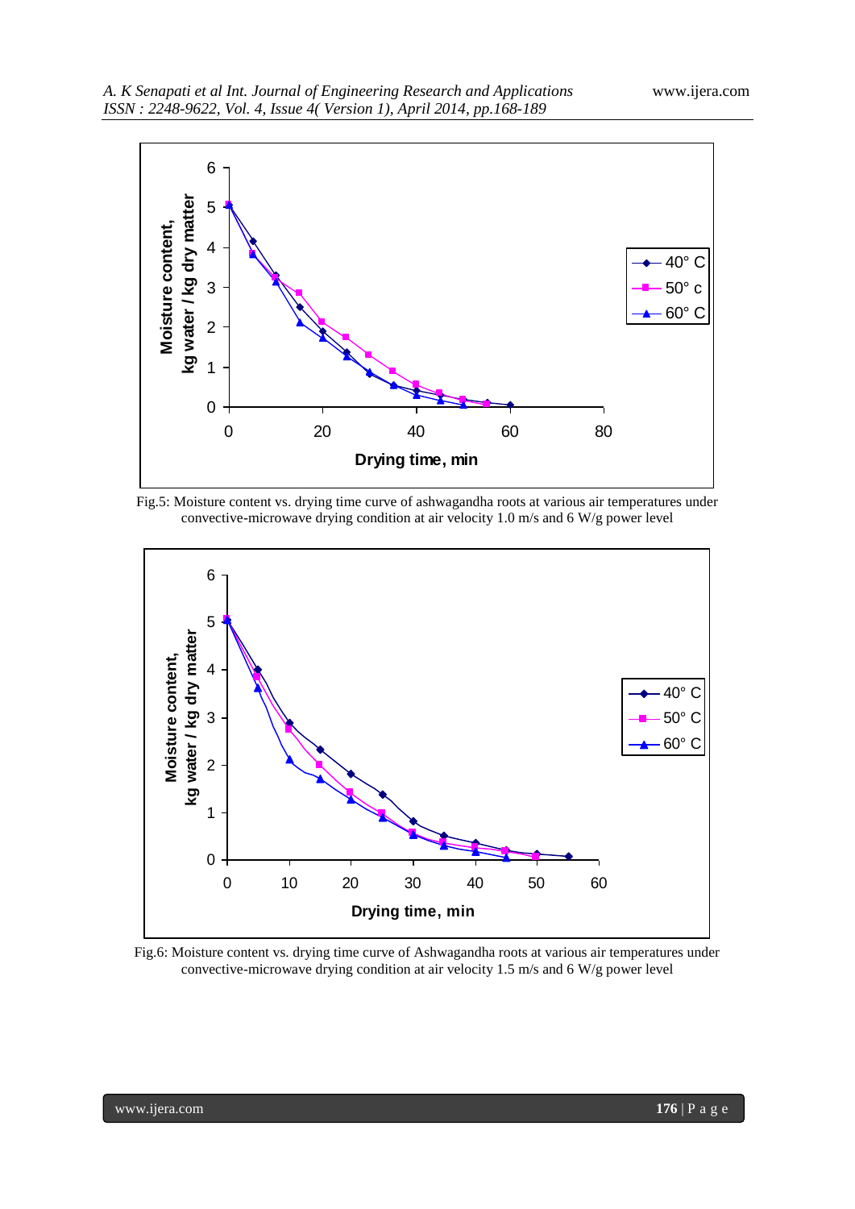Fig.5: Moisture content vs. drying time curve of ashwagandha roots at various air temperatures under convective-microwave drying condition at air velocity 1.0 m/s and 6 W/g power level

Fig.6: Moisture content vs. drying time curve of Ashwagandha roots at various air temperatures under convective-microwave drying condition at air velocity 1.5 m/s and 6 W/g power level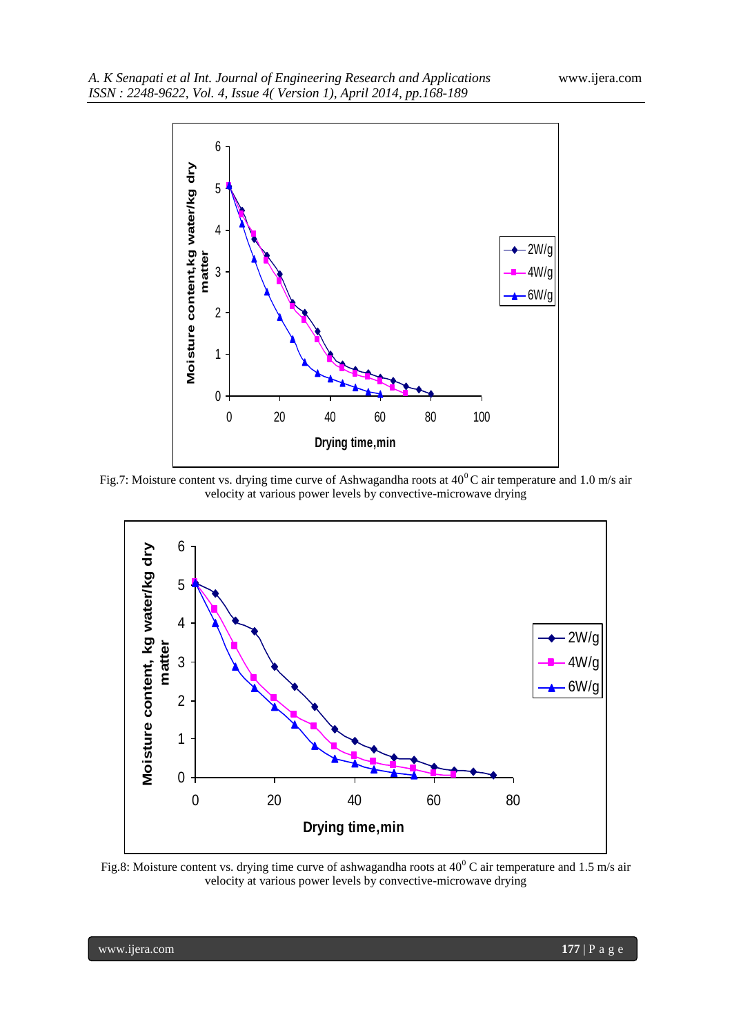Fig.7: Moisture content vs. drying time curve of Ashwagandha roots at $40^0$ C air temperature and 1.0 m/s air velocity at various power levels by convective-microwave drying

Fig.8: Moisture content vs. drying time curve of ashwagandha roots at $40^0$ C air temperature and 1.5 m/s air velocity at various power levels by convective-microwave drying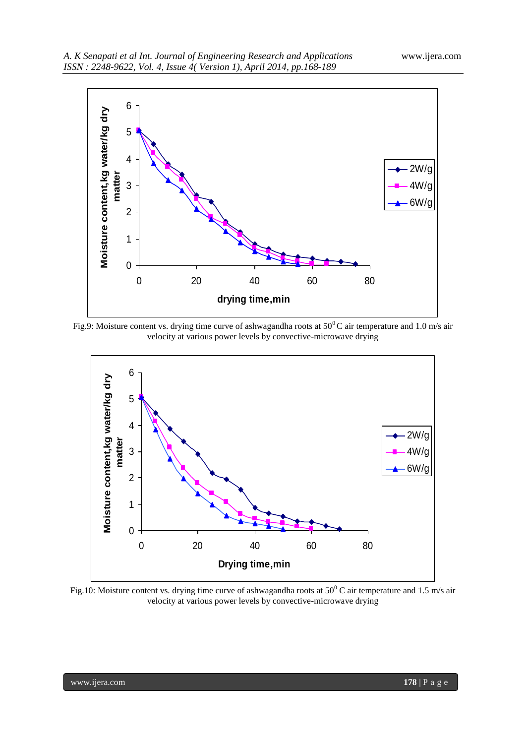Fig.9: Moisture content vs. drying time curve of ashwagandha roots at $50^0$ C air temperature and 1.0 m/s air velocity at various power levels by convective-microwave drying

Fig.10: Moisture content vs. drying time curve of ashwagandha roots at $50^0$ C air temperature and 1.5 m/s air velocity at various power levels by convective-microwave drying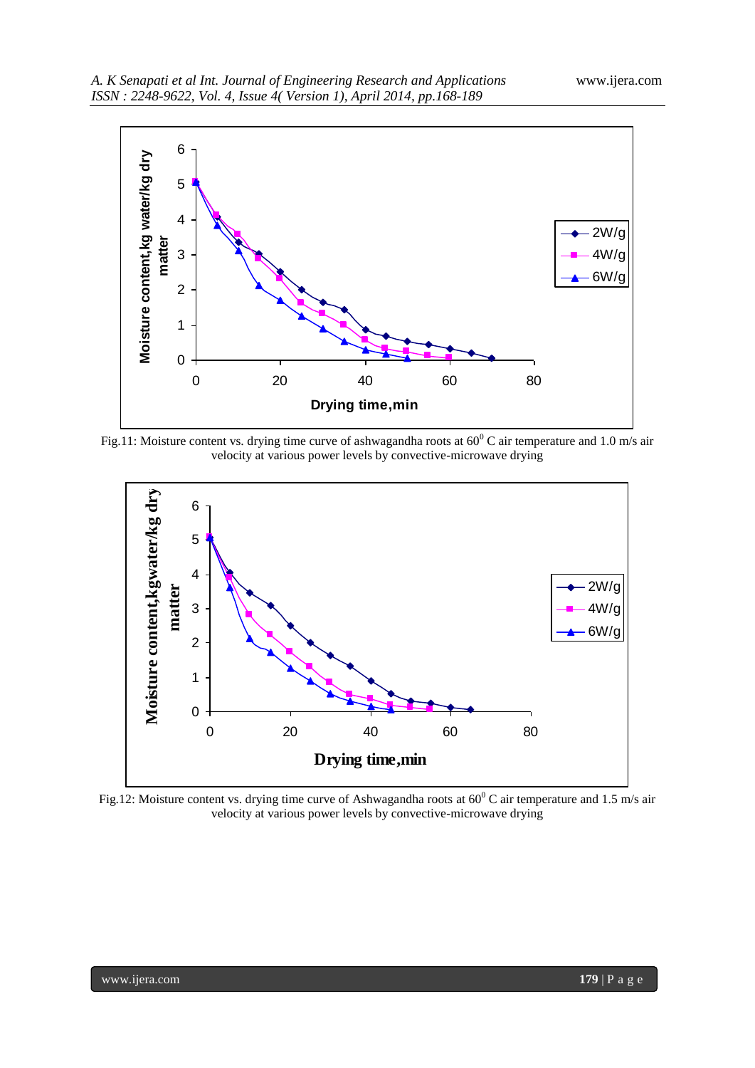Fig.11: Moisture content vs. drying time curve of ashwagandha roots at $60^0$ C air temperature and 1.0 m/s air velocity at various power levels by convective-microwave drying

Fig.12: Moisture content vs. drying time curve of Ashwagandha roots at $60^0$ C air temperature and 1.5 m/s air velocity at various power levels by convective-microwave drying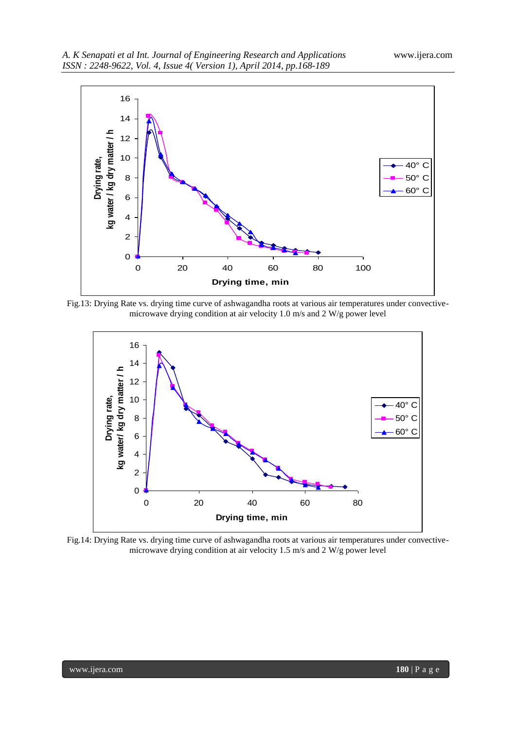Fig.13: Drying Rate vs. drying time curve of ashwagandha roots at various air temperatures under convective-microwave drying condition at air velocity 1.0 m/s and 2 W/g power level

Fig.14: Drying Rate vs. drying time curve of ashwagandha roots at various air temperatures under convective-microwave drying condition at air velocity 1.5 m/s and 2 W/g power level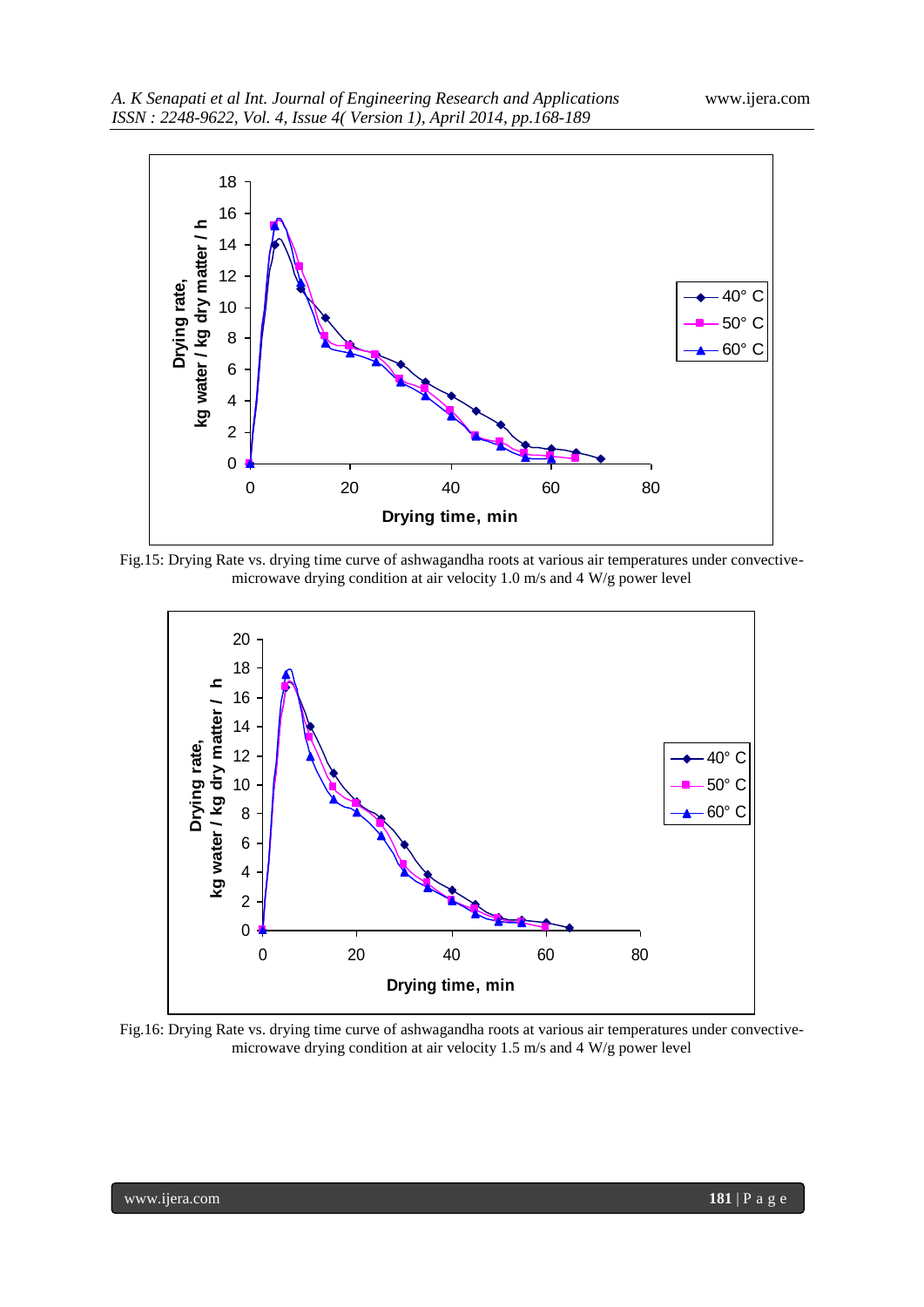Fig.15: Drying Rate vs. drying time curve of ashwagandha roots at various air temperatures under convective-microwave drying condition at air velocity 1.0 m/s and 4 W/g power level

Fig.16: Drying Rate vs. drying time curve of ashwagandha roots at various air temperatures under convective-microwave drying condition at air velocity 1.5 m/s and 4 W/g power level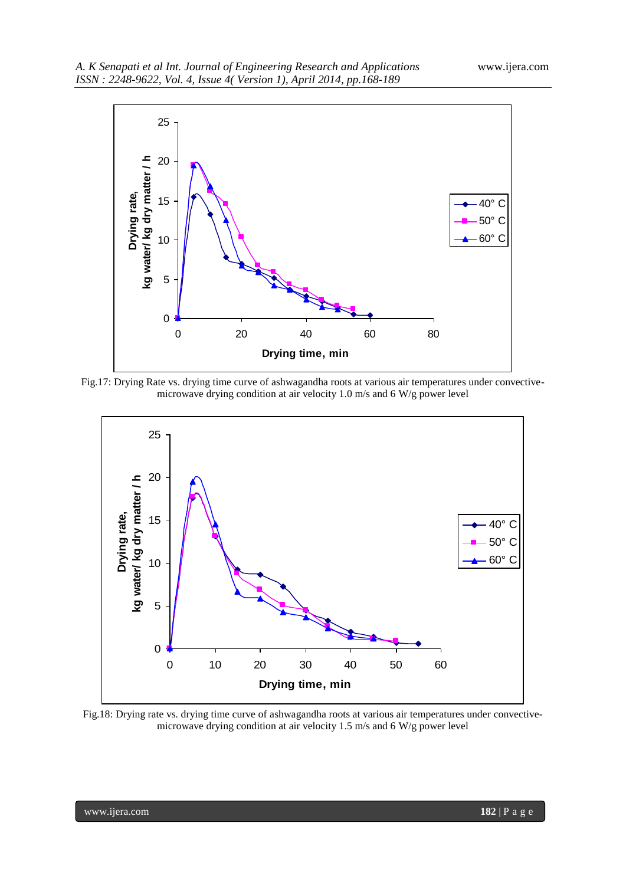Fig.17: Drying Rate vs. drying time curve of ashwagandha roots at various air temperatures under convective-microwave drying condition at air velocity 1.0 m/s and 6 W/g power level

Fig.18: Drying rate vs. drying time curve of ashwagandha roots at various air temperatures under convective-microwave drying condition at air velocity 1.5 m/s and 6 W/g power level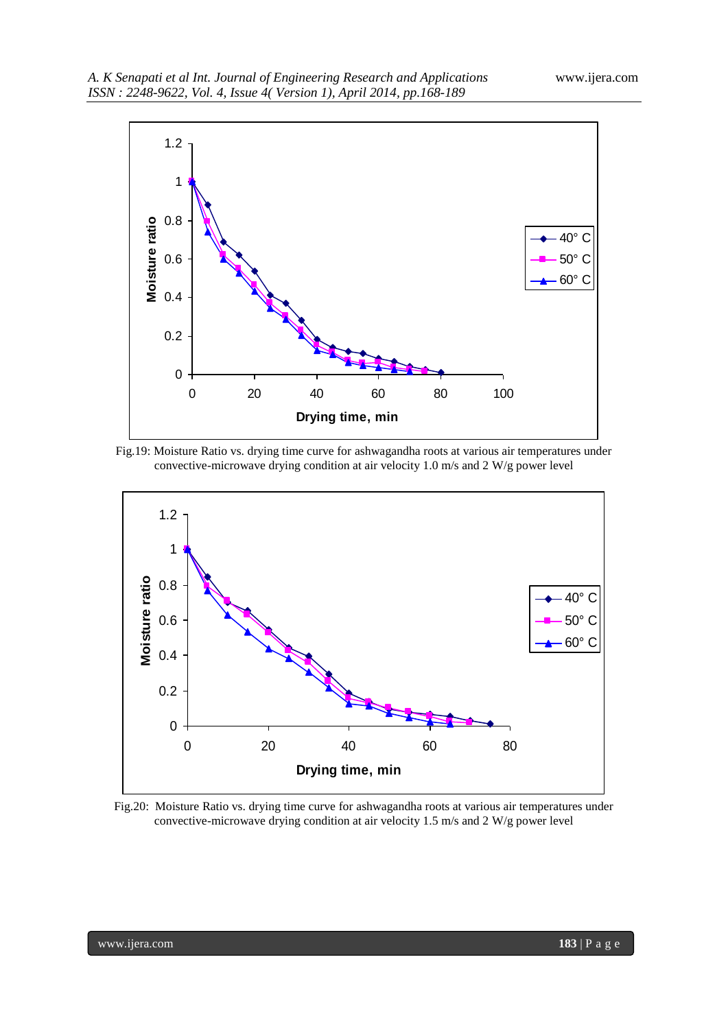Fig.19: Moisture Ratio vs. drying time curve for ashwagandha roots at various air temperatures under convective-microwave drying condition at air velocity 1.0 m/s and 2 W/g power level

Fig.20: Moisture Ratio vs. drying time curve for ashwagandha roots at various air temperatures under convective-microwave drying condition at air velocity 1.5 m/s and 2 W/g power level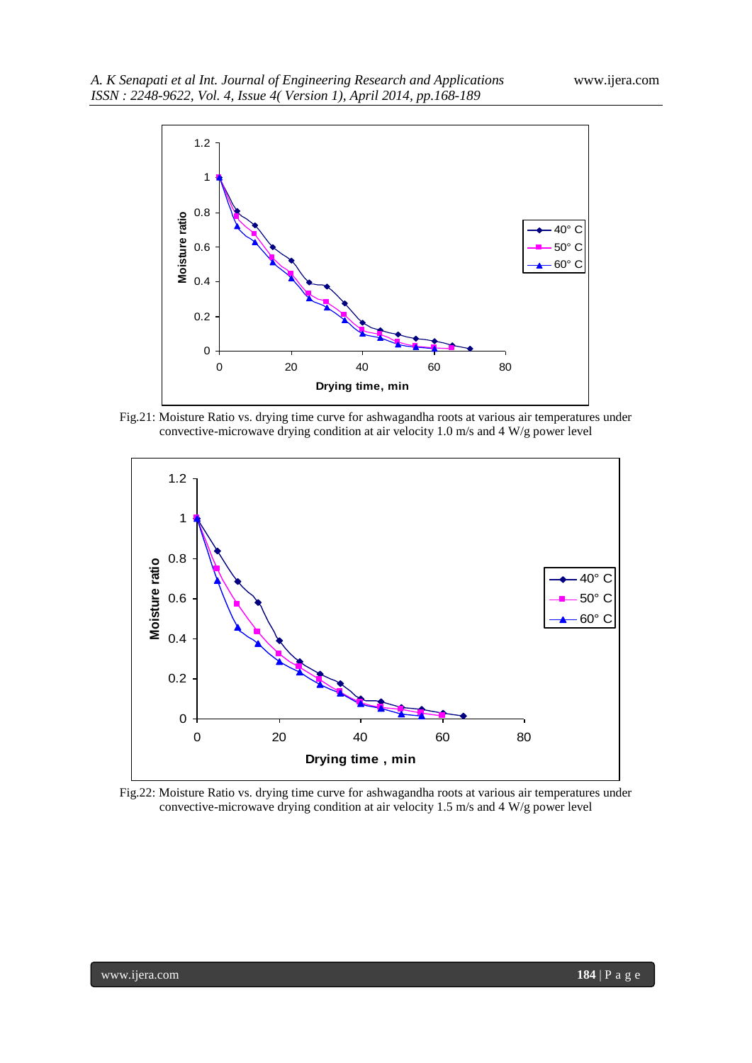Fig.21: Moisture Ratio vs. drying time curve for ashwagandha roots at various air temperatures under convective-microwave drying condition at air velocity 1.0 m/s and 4 W/g power level

Fig.22: Moisture Ratio vs. drying time curve for ashwagandha roots at various air temperatures under convective-microwave drying condition at air velocity 1.5 m/s and 4 W/g power level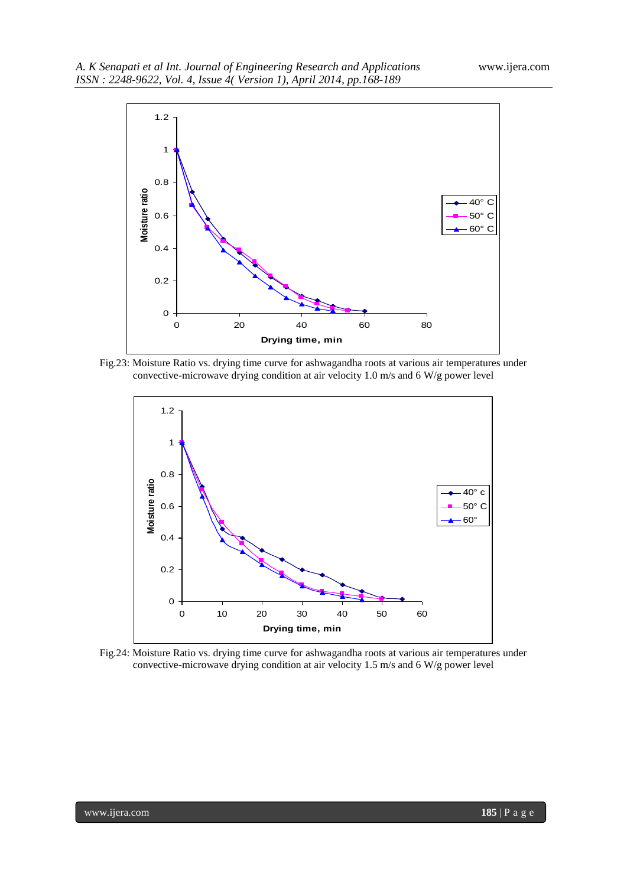Fig.23: Moisture Ratio vs. drying time curve for ashwagandha roots at various air temperatures under convective-microwave drying condition at air velocity 1.0 m/s and 6 W/g power level

Fig.24: Moisture Ratio vs. drying time curve for ashwagandha roots at various air temperatures under convective-microwave drying condition at air velocity 1.5 m/s and 6 W/g power level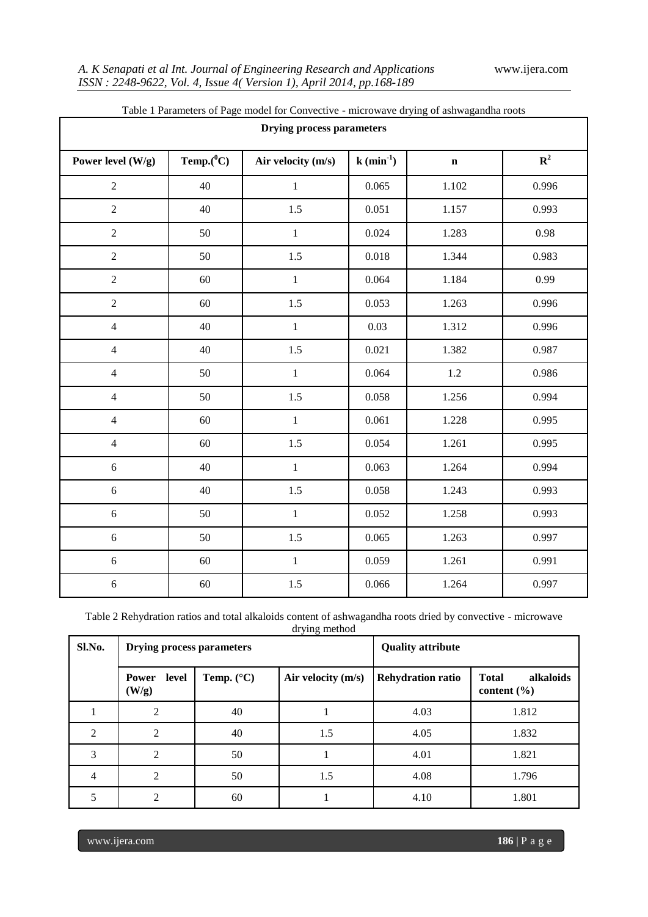Table 1 Parameters of Page model for Convective - microwave drying of ashwagandha roots

| Drying process parameters | | | | | |
|---|---|---|---|---|---|
| Power level (W/g) | Temp.($^0$C) | Air velocity (m/s) | k (min$^{-1}$) | n | $R^2$ |
| 2 | 40 | 1 | 0.065 | 1.102 | 0.996 |
| 2 | 40 | 1.5 | 0.051 | 1.157 | 0.993 |
| 2 | 50 | 1 | 0.024 | 1.283 | 0.98 |
| 2 | 50 | 1.5 | 0.018 | 1.344 | 0.983 |
| 2 | 60 | 1 | 0.064 | 1.184 | 0.99 |
| 2 | 60 | 1.5 | 0.053 | 1.263 | 0.996 |
| 4 | 40 | 1 | 0.03 | 1.312 | 0.996 |
| 4 | 40 | 1.5 | 0.021 | 1.382 | 0.987 |
| 4 | 50 | 1 | 0.064 | 1.2 | 0.986 |
| 4 | 50 | 1.5 | 0.058 | 1.256 | 0.994 |
| 4 | 60 | 1 | 0.061 | 1.228 | 0.995 |
| 4 | 60 | 1.5 | 0.054 | 1.261 | 0.995 |
| 6 | 40 | 1 | 0.063 | 1.264 | 0.994 |
| 6 | 40 | 1.5 | 0.058 | 1.243 | 0.993 |
| 6 | 50 | 1 | 0.052 | 1.258 | 0.993 |
| 6 | 50 | 1.5 | 0.065 | 1.263 | 0.997 |
| 6 | 60 | 1 | 0.059 | 1.261 | 0.991 |
| 6 | 60 | 1.5 | 0.066 | 1.264 | 0.997 |

Table 2 Rehydration ratios and total alkaloids content of ashwagandha roots dried by convective - microwave drying method

| Sl.No. | Drying process parameters | | | Quality attribute | |
|---|---|---|---|---|---|
| | Power level (W/g) | Temp. (°C) | Air velocity (m/s) | Rehydration ratio | Total alkaloids content (%) |
| 1 | 2 | 40 | 1 | 4.03 | 1.812 |
| 2 | 2 | 40 | 1.5 | 4.05 | 1.832 |
| 3 | 2 | 50 | 1 | 4.01 | 1.821 |
| 4 | 2 | 50 | 1.5 | 4.08 | 1.796 |
| 5 | 2 | 60 | 1 | 4.10 | 1.801 |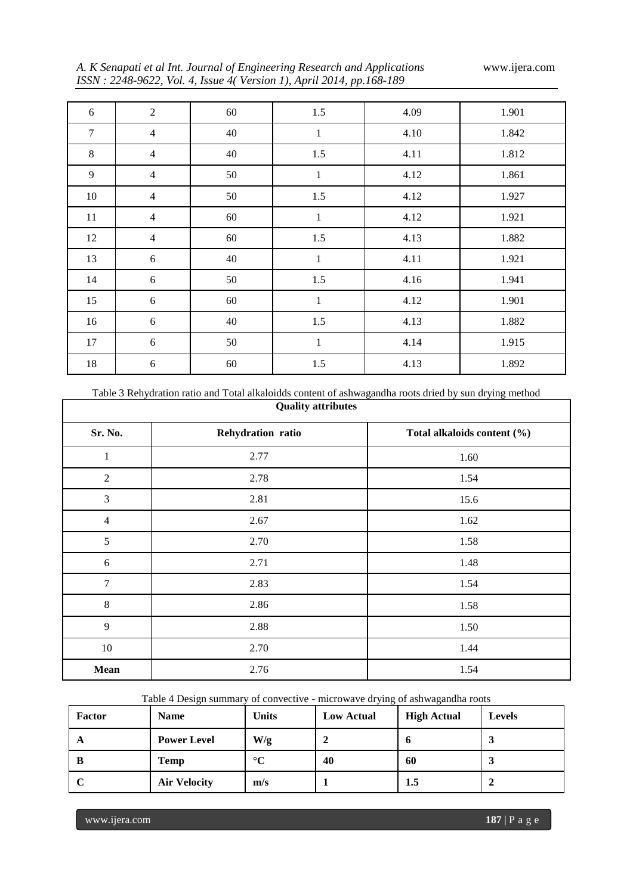| 6 | 2 | 60 | 1.5 | 4.09 | 1.901 |
|---|---|---|---|---|---|
| 7 | 4 | 40 | 1 | 4.10 | 1.842 |
| 8 | 4 | 40 | 1.5 | 4.11 | 1.812 |
| 9 | 4 | 50 | 1 | 4.12 | 1.861 |
| 10 | 4 | 50 | 1.5 | 4.12 | 1.927 |
| 11 | 4 | 60 | 1 | 4.12 | 1.921 |
| 12 | 4 | 60 | 1.5 | 4.13 | 1.882 |
| 13 | 6 | 40 | 1 | 4.11 | 1.921 |
| 14 | 6 | 50 | 1.5 | 4.16 | 1.941 |
| 15 | 6 | 60 | 1 | 4.12 | 1.901 |
| 16 | 6 | 40 | 1.5 | 4.13 | 1.882 |
| 17 | 6 | 50 | 1 | 4.14 | 1.915 |
| 18 | 6 | 60 | 1.5 | 4.13 | 1.892 |

Table 3 Rehydration ratio and Total alkaloidds content of ashwagandha roots dried by sun drying method

| Quality attributes | | |
|---|---|---|
| **Sr. No.** | **Rehydration ratio** | **Total alkaloids content (%)** |
| 1 | 2.77 | 1.60 |
| 2 | 2.78 | 1.54 |
| 3 | 2.81 | 15.6 |
| 4 | 2.67 | 1.62 |
| 5 | 2.70 | 1.58 |
| 6 | 2.71 | 1.48 |
| 7 | 2.83 | 1.54 |
| 8 | 2.86 | 1.58 |
| 9 | 2.88 | 1.50 |
| 10 | 2.70 | 1.44 |
| **Mean** | 2.76 | 1.54 |

Table 4 Design summary of convective - microwave drying of ashwagandha roots

| Factor | Name | Units | Low Actual | High Actual | Levels |
|---|---|---|---|---|---|
| **A** | **Power Level** | **W/g** | **2** | **6** | **3** |
| **B** | **Temp** | **°C** | **40** | **60** | **3** |
| **C** | **Air Velocity** | **m/s** | **1** | **1.5** | **2** |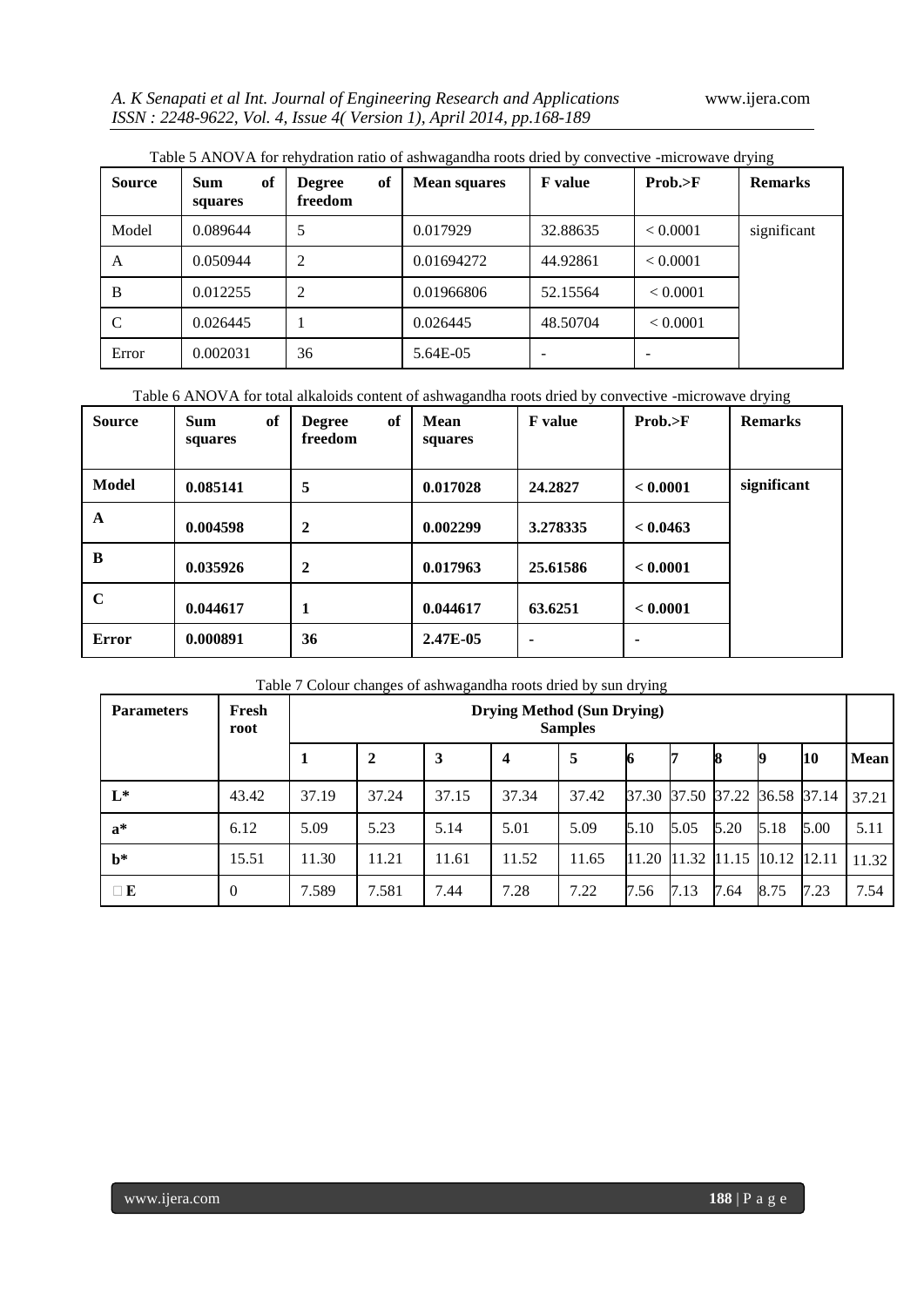Table 5 ANOVA for rehydration ratio of ashwagandha roots dried by convective -microwave drying

| Source | Sum of squares | Degree of freedom | Mean squares | F value | Prob.>F | Remarks |
|---|---|---|---|---|---|---|
| Model | 0.089644 | 5 | 0.017929 | 32.88635 | < 0.0001 | significant |
| A | 0.050944 | 2 | 0.01694272 | 44.92861 | < 0.0001 | |
| B | 0.012255 | 2 | 0.01966806 | 52.15564 | < 0.0001 | |
| C | 0.026445 | 1 | 0.026445 | 48.50704 | < 0.0001 | |
| Error | 0.002031 | 36 | 5.64E-05 | - | - | |

Table 6 ANOVA for total alkaloids content of ashwagandha roots dried by convective -microwave drying

| **Source** | **Sum of squares** | **Degree of freedom** | **Mean squares** | **F value** | **Prob.>F** | **Remarks** |
|---|---|---|---|---|---|---|
| **Model** | **0.085141** | **5** | **0.017028** | **24.2827** | **< 0.0001** | **significant** |
| **A** | **0.004598** | **2** | **0.002299** | **3.278335** | **< 0.0463** | |
| **B** | **0.035926** | **2** | **0.017963** | **25.61586** | **< 0.0001** | |
| **C** | **0.044617** | **1** | **0.044617** | **63.6251** | **< 0.0001** | |
| **Error** | **0.000891** | **36** | **2.47E-05** | **-** | **-** | |

Table 7 Colour changes of ashwagandha roots dried by sun drying

| **Parameters** | **Fresh root** | **Drying Method (Sun Drying) Samples** | | | | | | | | | | |
|---|---|---|---|---|---|---|---|---|---|---|---|---|
| | | **1** | **2** | **3** | **4** | **5** | **6** | **7** | **8** | **9** | **10** | **Mean** |
| **L*** | 43.42 | 37.19 | 37.24 | 37.15 | 37.34 | 37.42 | 37.30 | 37.50 | 37.22 | 36.58 | 37.14 | 37.21 |
| **a*** | 6.12 | 5.09 | 5.23 | 5.14 | 5.01 | 5.09 | 5.10 | 5.05 | 5.20 | 5.18 | 5.00 | 5.11 |
| **b*** | 15.51 | 11.30 | 11.21 | 11.61 | 11.52 | 11.65 | 11.20 | 11.32 | 11.15 | 10.12 | 12.11 | 11.32 |
| **ΔE** | 0 | 7.589 | 7.581 | 7.44 | 7.28 | 7.22 | 7.56 | 7.13 | 7.64 | 8.75 | 7.23 | 7.54 |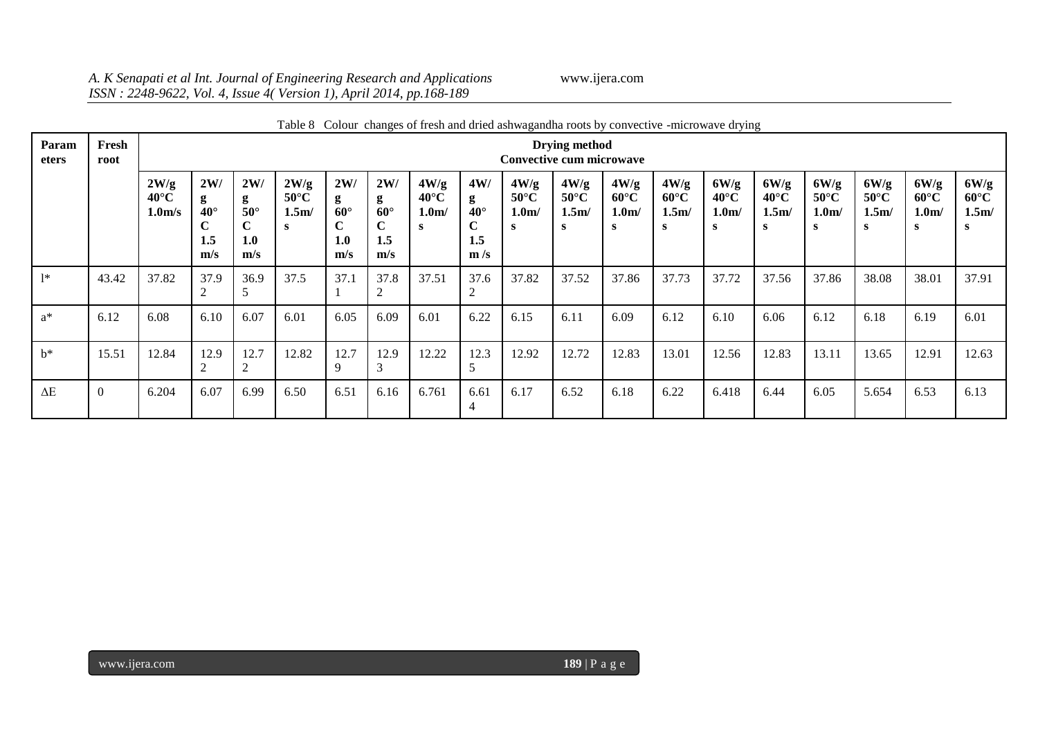Table 8 Colour changes of fresh and dried ashwagandha roots by convective -microwave drying

| Parameters | Fresh root | Drying method Convective cum microwave | | | | | | | | | | | | | | | | | |
|---|---|---|---|---|---|---|---|---|---|---|---|---|---|---|---|---|---|---|---|
| | | 2W/g 40°C 1.0m/s | 2W/g 40°C 1.5 m/s | 2W/g 50°C 1.0 m/s | 2W/g 50°C 1.5m/s | 2W/g 60°C 1.0 m/s | 2W/g 60°C 1.5 m/s | 4W/g 40°C 1.0m/s | 4W/g 40°C 1.5 m /s | 4W/g 50°C 1.0m/s | 4W/g 50°C 1.5m/s | 4W/g 60°C 1.0m/s | 4W/g 60°C 1.5m/s | 6W/g 40°C 1.0m/s | 6W/g 40°C 1.5m/s | 6W/g 50°C 1.0m/s | 6W/g 50°C 1.5m/s | 6W/g 60°C 1.0m/s | 6W/g 60°C 1.5m/s |
| l* | 43.42 | 37.82 | 37.92 | 36.95 | 37.5 | 37.11 | 37.82 | 37.51 | 37.62 | 37.82 | 37.52 | 37.86 | 37.73 | 37.72 | 37.56 | 37.86 | 38.08 | 38.01 | 37.91 |
| a* | 6.12 | 6.08 | 6.10 | 6.07 | 6.01 | 6.05 | 6.09 | 6.01 | 6.22 | 6.15 | 6.11 | 6.09 | 6.12 | 6.10 | 6.06 | 6.12 | 6.18 | 6.19 | 6.01 |
| b* | 15.51 | 12.84 | 12.92 | 12.72 | 12.82 | 12.79 | 12.93 | 12.22 | 12.35 | 12.92 | 12.72 | 12.83 | 13.01 | 12.56 | 12.83 | 13.11 | 13.65 | 12.91 | 12.63 |
| ΔE | 0 | 6.204 | 6.07 | 6.99 | 6.50 | 6.51 | 6.16 | 6.761 | 6.614 | 6.17 | 6.52 | 6.18 | 6.22 | 6.418 | 6.44 | 6.05 | 5.654 | 6.53 | 6.13 |